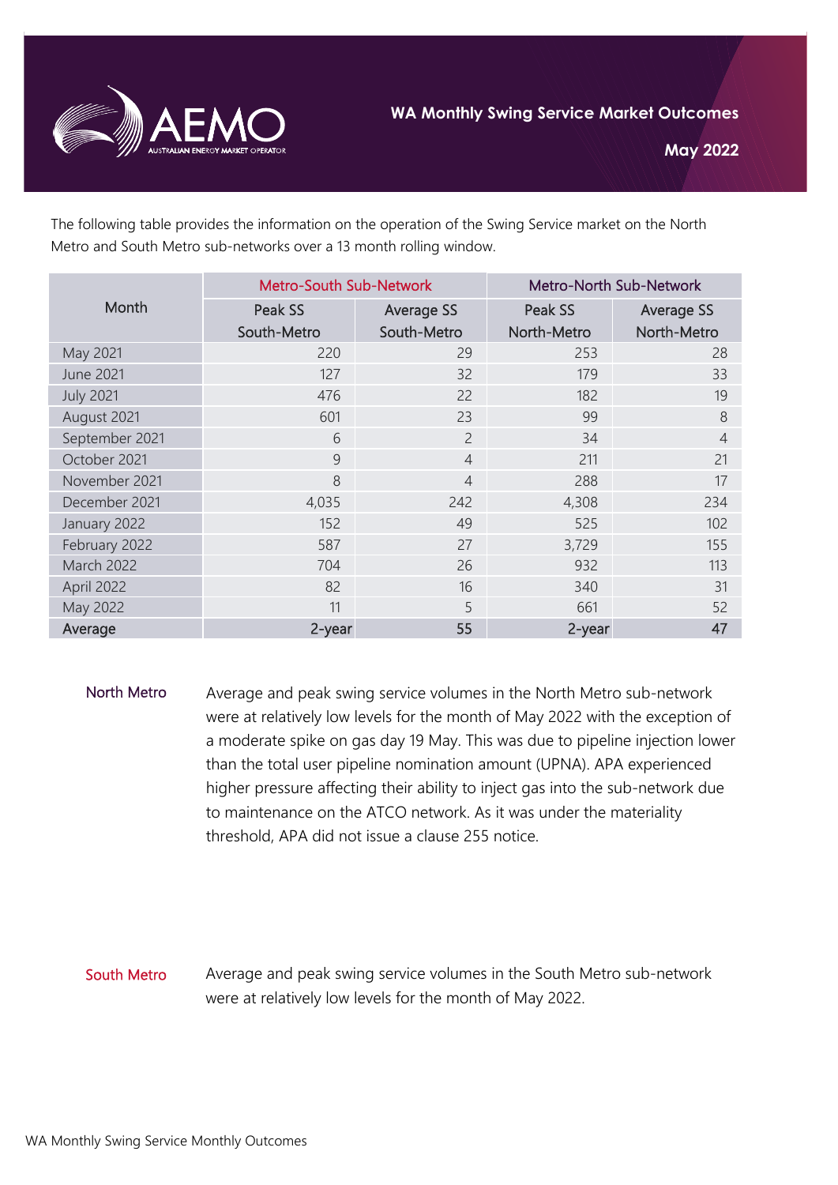# WA Monthly Swing Service Market Outcomes

**May 2022**

The following table provides the information on the operation of the Swing Service market on the North Metro and South Metro sub-networks over a 13 month rolling window.

| Month | Metro-South Sub-Network | | Metro-North Sub-Network | |
|---|---|---|---|---|
| | Peak SS South-Metro | Average SS South-Metro | Peak SS North-Metro | Average SS North-Metro |
| May 2021 | 220 | 29 | 253 | 28 |
| June 2021 | 127 | 32 | 179 | 33 |
| July 2021 | 476 | 22 | 182 | 19 |
| August 2021 | 601 | 23 | 99 | 8 |
| September 2021 | 6 | 2 | 34 | 4 |
| October 2021 | 9 | 4 | 211 | 21 |
| November 2021 | 8 | 4 | 288 | 17 |
| December 2021 | 4,035 | 242 | 4,308 | 234 |
| January 2022 | 152 | 49 | 525 | 102 |
| February 2022 | 587 | 27 | 3,729 | 155 |
| March 2022 | 704 | 26 | 932 | 113 |
| April 2022 | 82 | 16 | 340 | 31 |
| May 2022 | 11 | 5 | 661 | 52 |
| **Average** | **2-year** | **55** | **2-year** | **47** |

**North Metro**

Average and peak swing service volumes in the North Metro sub-network were at relatively low levels for the month of May 2022 with the exception of a moderate spike on gas day 19 May. This was due to pipeline injection lower than the total user pipeline nomination amount (UPNA). APA experienced higher pressure affecting their ability to inject gas into the sub-network due to maintenance on the ATCO network. As it was under the materiality threshold, APA did not issue a clause 255 notice.

**South Metro**

Average and peak swing service volumes in the South Metro sub-network were at relatively low levels for the month of May 2022.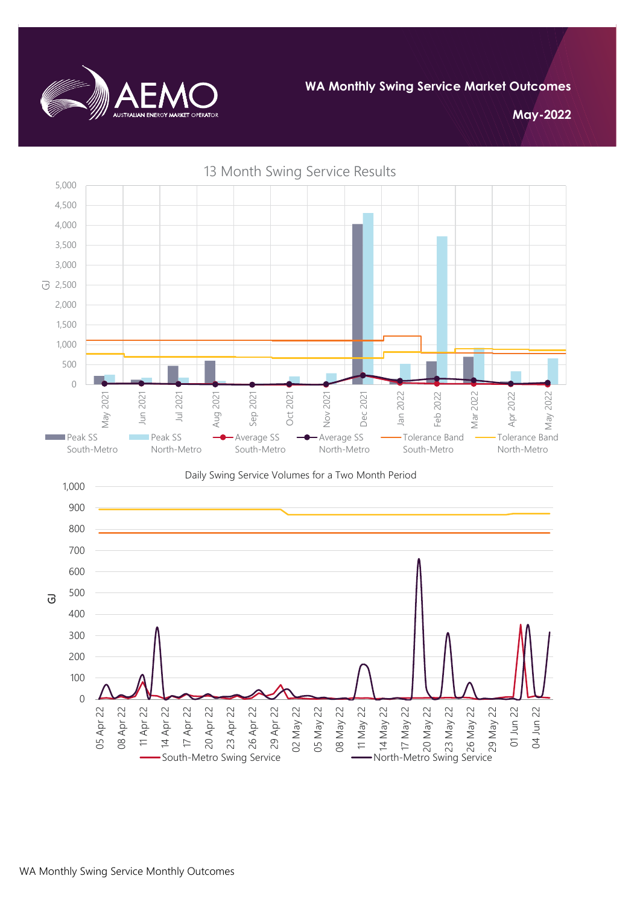**WA Monthly Swing Service Market Outcomes**

**May-2022**

13 Month Swing Service Results

Daily Swing Service Volumes for a Two Month Period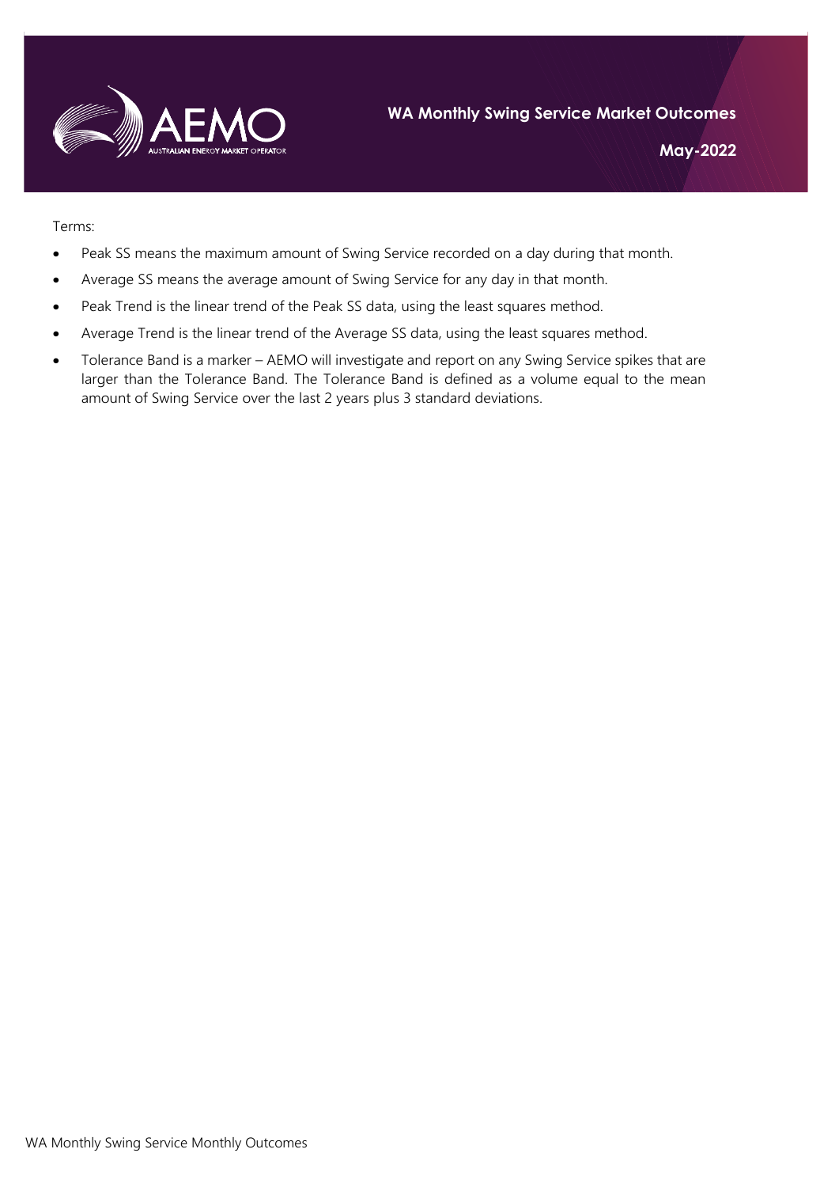Terms:

- Peak SS means the maximum amount of Swing Service recorded on a day during that month.
- Average SS means the average amount of Swing Service for any day in that month.
- Peak Trend is the linear trend of the Peak SS data, using the least squares method.
- Average Trend is the linear trend of the Average SS data, using the least squares method.
- Tolerance Band is a marker – AEMO will investigate and report on any Swing Service spikes that are larger than the Tolerance Band. The Tolerance Band is defined as a volume equal to the mean amount of Swing Service over the last 2 years plus 3 standard deviations.